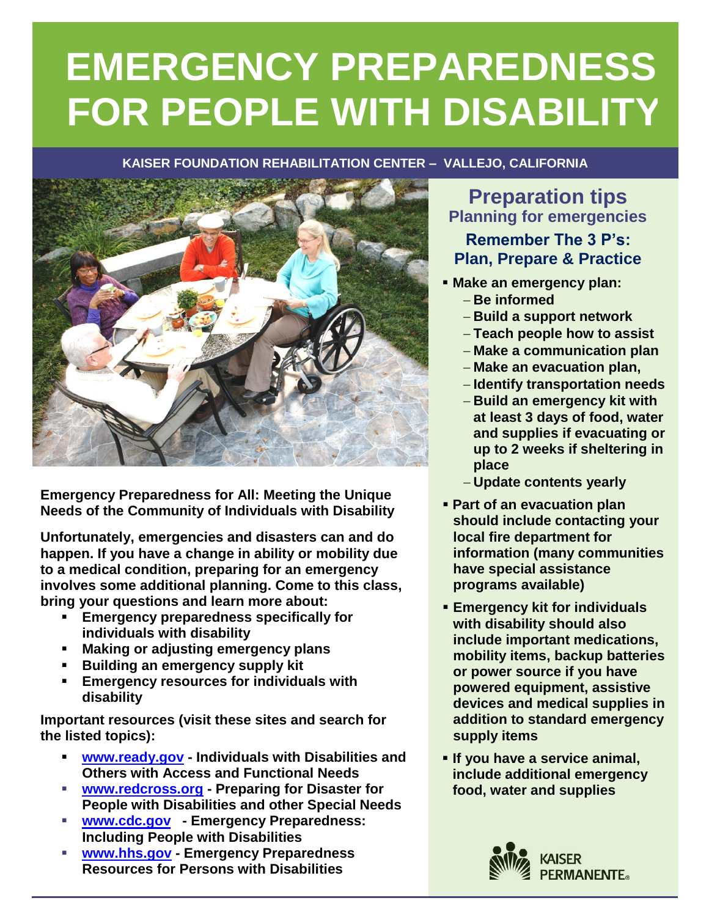# EMERGENCY PREPAREDNESS FOR PEOPLE WITH DISABILITY

**KAISER FOUNDATION REHABILITATION CENTER – VALLEJO, CALIFORNIA**

**Emergency Preparedness for All: Meeting the Unique Needs of the Community of Individuals with Disability**

**Unfortunately, emergencies and disasters can and do happen. If you have a change in ability or mobility due to a medical condition, preparing for an emergency involves some additional planning. Come to this class, bring your questions and learn more about:**

- **Emergency preparedness specifically for individuals with disability**
- **Making or adjusting emergency plans**
- **Building an emergency supply kit**
- **Emergency resources for individuals with disability**

**Important resources (visit these sites and search for the listed topics):**

- **www.ready.gov - Individuals with Disabilities and Others with Access and Functional Needs**
- **www.redcross.org - Preparing for Disaster for People with Disabilities and other Special Needs**
- **www.cdc.gov - Emergency Preparedness: Including People with Disabilities**
- **www.hhs.gov - Emergency Preparedness Resources for Persons with Disabilities**

## Preparation tips

### Planning for emergencies

### Remember The 3 P's: Plan, Prepare & Practice

- **Make an emergency plan:**
  - **Be informed**
  - **Build a support network**
  - **Teach people how to assist**
  - **Make a communication plan**
  - **Make an evacuation plan,**
  - **Identify transportation needs**
  - **Build an emergency kit with at least 3 days of food, water and supplies if evacuating or up to 2 weeks if sheltering in place**
  - **Update contents yearly**
- **Part of an evacuation plan should include contacting your local fire department for information (many communities have special assistance programs available)**
- **Emergency kit for individuals with disability should also include important medications, mobility items, backup batteries or power source if you have powered equipment, assistive devices and medical supplies in addition to standard emergency supply items**
- **If you have a service animal, include additional emergency food, water and supplies**

KAISER PERMANENTE®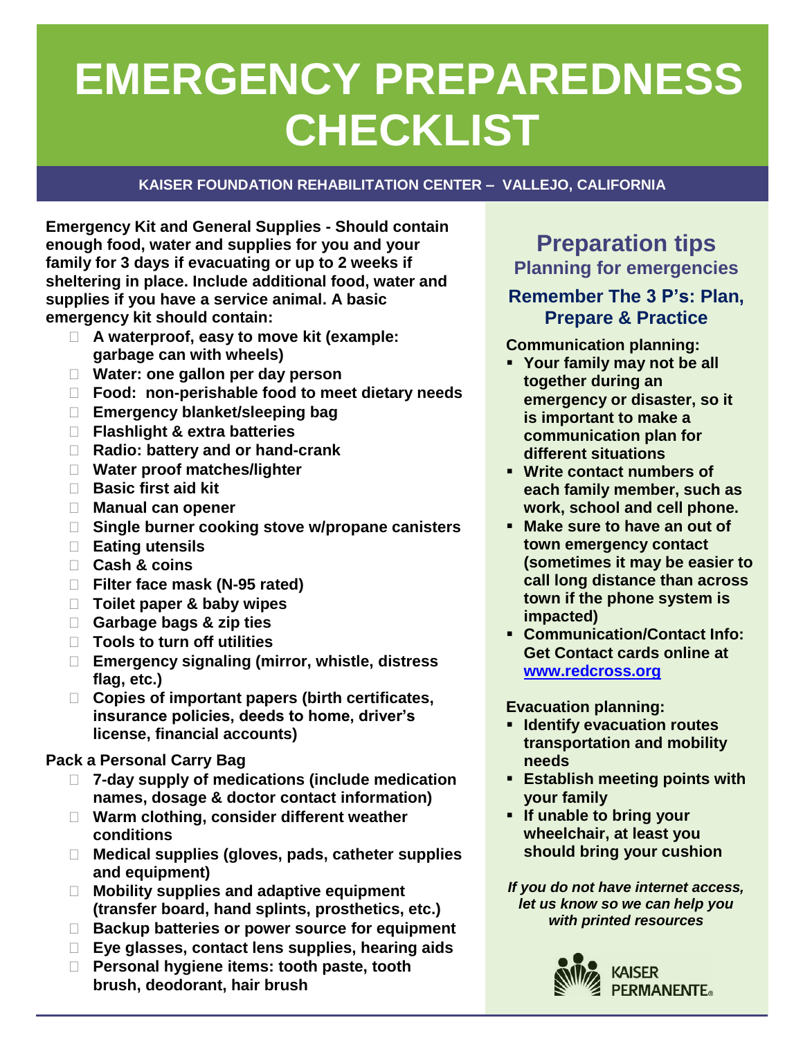# EMERGENCY PREPAREDNESS CHECKLIST

**KAISER FOUNDATION REHABILITATION CENTER – VALLEJO, CALIFORNIA**

**Emergency Kit and General Supplies - Should contain enough food, water and supplies for you and your family for 3 days if evacuating or up to 2 weeks if sheltering in place. Include additional food, water and supplies if you have a service animal. A basic emergency kit should contain:**

- [ ] **A waterproof, easy to move kit (example: garbage can with wheels)**
- [ ] **Water: one gallon per day person**
- [ ] **Food: non-perishable food to meet dietary needs**
- [ ] **Emergency blanket/sleeping bag**
- [ ] **Flashlight & extra batteries**
- [ ] **Radio: battery and or hand-crank**
- [ ] **Water proof matches/lighter**
- [ ] **Basic first aid kit**
- [ ] **Manual can opener**
- [ ] **Single burner cooking stove w/propane canisters**
- [ ] **Eating utensils**
- [ ] **Cash & coins**
- [ ] **Filter face mask (N-95 rated)**
- [ ] **Toilet paper & baby wipes**
- [ ] **Garbage bags & zip ties**
- [ ] **Tools to turn off utilities**
- [ ] **Emergency signaling (mirror, whistle, distress flag, etc.)**
- [ ] **Copies of important papers (birth certificates, insurance policies, deeds to home, driver's license, financial accounts)**

**Pack a Personal Carry Bag**

- [ ] **7-day supply of medications (include medication names, dosage & doctor contact information)**
- [ ] **Warm clothing, consider different weather conditions**
- [ ] **Medical supplies (gloves, pads, catheter supplies and equipment)**
- [ ] **Mobility supplies and adaptive equipment (transfer board, hand splints, prosthetics, etc.)**
- [ ] **Backup batteries or power source for equipment**
- [ ] **Eye glasses, contact lens supplies, hearing aids**
- [ ] **Personal hygiene items: tooth paste, tooth brush, deodorant, hair brush**

## Preparation tips

### Planning for emergencies

### Remember The 3 P's: Plan, Prepare & Practice

**Communication planning:**

- **Your family may not be all together during an emergency or disaster, so it is important to make a communication plan for different situations**
- **Write contact numbers of each family member, such as work, school and cell phone.**
- **Make sure to have an out of town emergency contact (sometimes it may be easier to call long distance than across town if the phone system is impacted)**
- **Communication/Contact Info: Get Contact cards online at [www.redcross.org](http://www.redcross.org)**

**Evacuation planning:**

- **Identify evacuation routes transportation and mobility needs**
- **Establish meeting points with your family**
- **If unable to bring your wheelchair, at least you should bring your cushion**

***If you do not have internet access, let us know so we can help you with printed resources***

KAISER PERMANENTE®